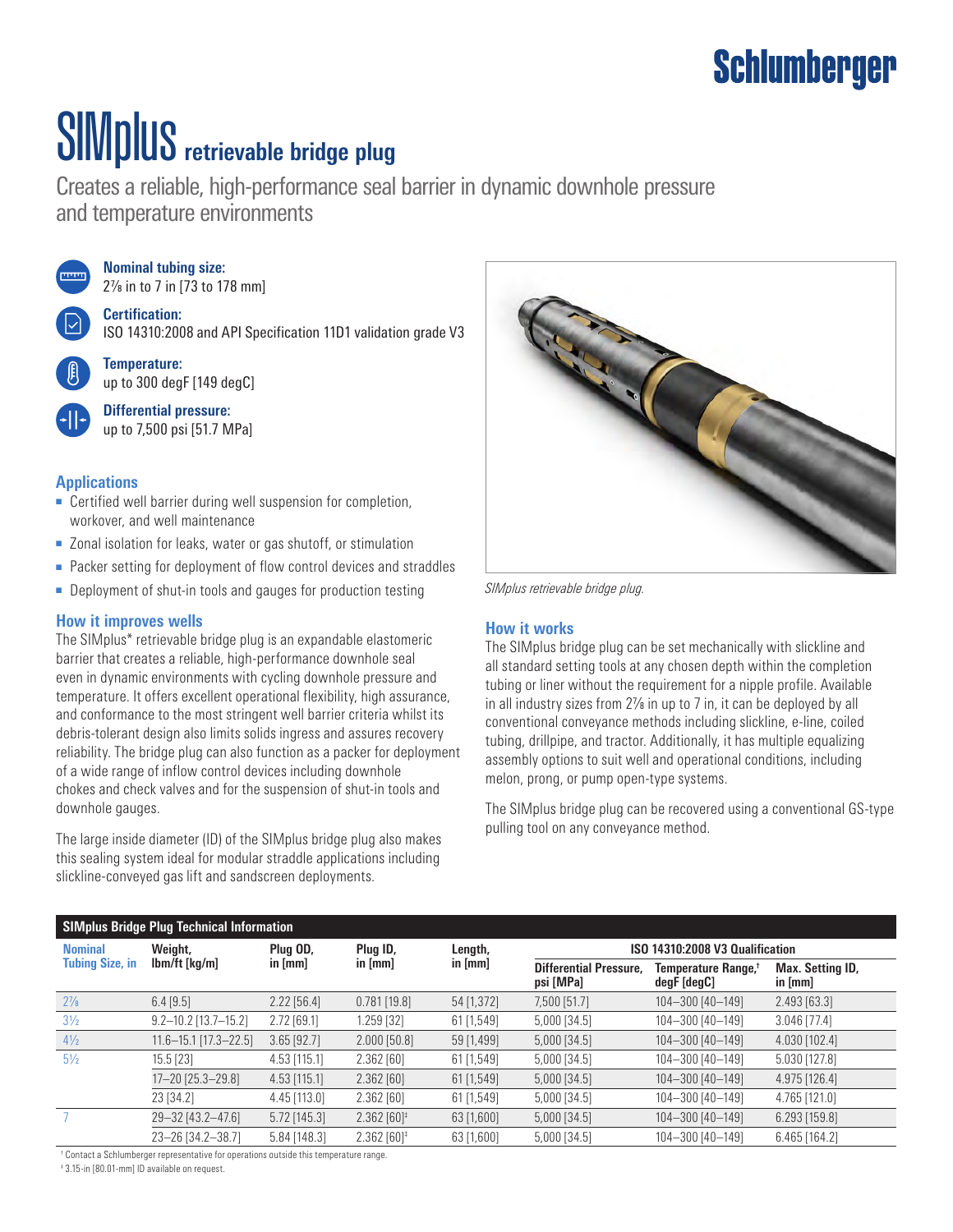Schlumberger

# SIMplus retrievable bridge plug

Creates a reliable, high-performance seal barrier in dynamic downhole pressure and temperature environments

**Nominal tubing size:**
2⅞ in to 7 in [73 to 178 mm]

**Certification:**
ISO 14310:2008 and API Specification 11D1 validation grade V3

**Temperature:**
up to 300 degF [149 degC]

**Differential pressure:**
up to 7,500 psi [51.7 MPa]

## Applications

- Certified well barrier during well suspension for completion, workover, and well maintenance
- Zonal isolation for leaks, water or gas shutoff, or stimulation
- Packer setting for deployment of flow control devices and straddles
- Deployment of shut-in tools and gauges for production testing

## How it improves wells

The SIMplus* retrievable bridge plug is an expandable elastomeric barrier that creates a reliable, high-performance downhole seal even in dynamic environments with cycling downhole pressure and temperature. It offers excellent operational flexibility, high assurance, and conformance to the most stringent well barrier criteria whilst its debris-tolerant design also limits solids ingress and assures recovery reliability. The bridge plug can also function as a packer for deployment of a wide range of inflow control devices including downhole chokes and check valves and for the suspension of shut-in tools and downhole gauges.

The large inside diameter (ID) of the SIMplus bridge plug also makes this sealing system ideal for modular straddle applications including slickline-conveyed gas lift and sandscreen deployments.

*SIMplus retrievable bridge plug.*

## How it works

The SIMplus bridge plug can be set mechanically with slickline and all standard setting tools at any chosen depth within the completion tubing or liner without the requirement for a nipple profile. Available in all industry sizes from 2⅞ in up to 7 in, it can be deployed by all conventional conveyance methods including slickline, e-line, coiled tubing, drillpipe, and tractor. Additionally, it has multiple equalizing assembly options to suit well and operational conditions, including melon, prong, or pump open-type systems.

The SIMplus bridge plug can be recovered using a conventional GS-type pulling tool on any conveyance method.

**SIMplus Bridge Plug Technical Information**

| Nominal Tubing Size, in | Weight, lbm/ft [kg/m] | Plug OD, in [mm] | Plug ID, in [mm] | Length, in [mm] | ISO 14310:2008 V3 Qualification | | |
|---|---|---|---|---|---|---|---|
| | | | | | Differential Pressure, psi [MPa] | Temperature Range,† degF [degC] | Max. Setting ID, in [mm] |
| 2⅞ | 6.4 [9.5] | 2.22 [56.4] | 0.781 [19.8] | 54 [1,372] | 7,500 [51.7] | 104–300 [40–149] | 2.493 [63.3] |
| 3½ | 9.2–10.2 [13.7–15.2] | 2.72 [69.1] | 1.259 [32] | 61 [1,549] | 5,000 [34.5] | 104–300 [40–149] | 3.046 [77.4] |
| 4½ | 11.6–15.1 [17.3–22.5] | 3.65 [92.7] | 2.000 [50.8] | 59 [1,499] | 5,000 [34.5] | 104–300 [40–149] | 4.030 [102.4] |
| 5½ | 15.5 [23] | 4.53 [115.1] | 2.362 [60] | 61 [1,549] | 5,000 [34.5] | 104–300 [40–149] | 5.030 [127.8] |
| | 17–20 [25.3–29.8] | 4.53 [115.1] | 2.362 [60] | 61 [1,549] | 5,000 [34.5] | 104–300 [40–149] | 4.975 [126.4] |
| | 23 [34.2] | 4.45 [113.0] | 2.362 [60] | 61 [1,549] | 5,000 [34.5] | 104–300 [40–149] | 4.765 [121.0] |
| 7 | 29–32 [43.2–47.6] | 5.72 [145.3] | 2.362 [60]‡ | 63 [1,600] | 5,000 [34.5] | 104–300 [40–149] | 6.293 [159.8] |
| | 23–26 [34.2–38.7] | 5.84 [148.3] | 2.362 [60]‡ | 63 [1,600] | 5,000 [34.5] | 104–300 [40–149] | 6.465 [164.2] |

† Contact a Schlumberger representative for operations outside this temperature range.
‡ 3.15-in [80.01-mm] ID available on request.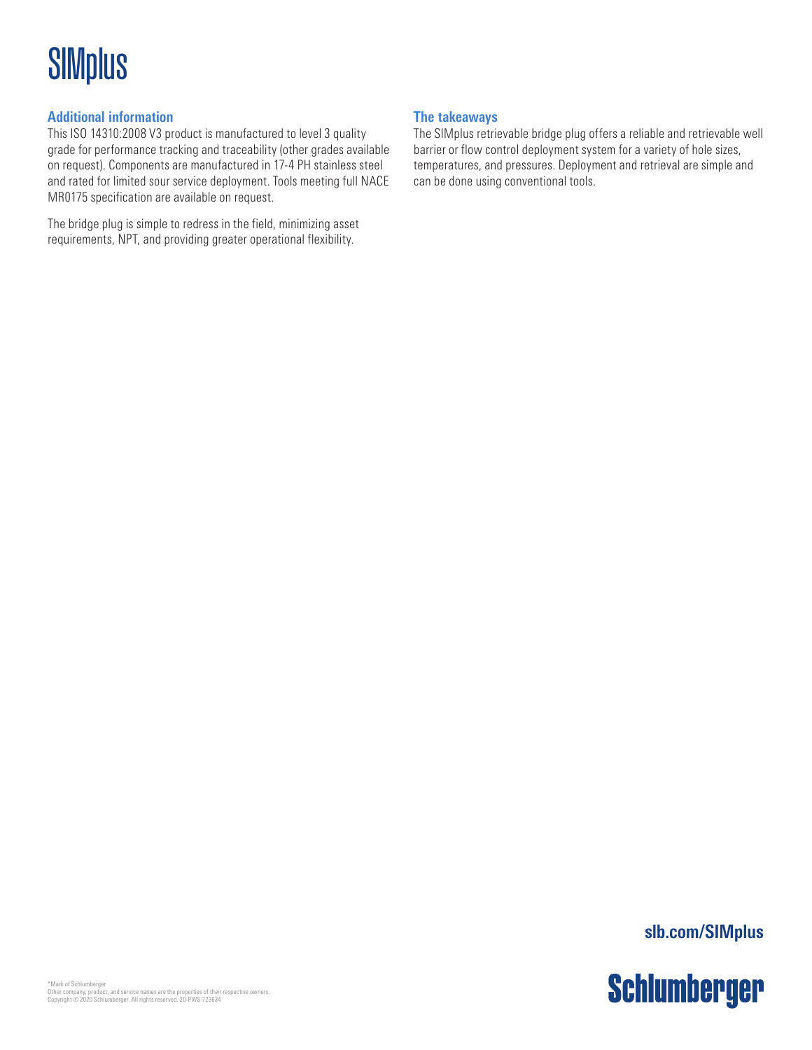# SIMplus

## Additional information

This ISO 14310:2008 V3 product is manufactured to level 3 quality grade for performance tracking and traceability (other grades available on request). Components are manufactured in 17-4 PH stainless steel and rated for limited sour service deployment. Tools meeting full NACE MR0175 specification are available on request.

The bridge plug is simple to redress in the field, minimizing asset requirements, NPT, and providing greater operational flexibility.

## The takeaways

The SIMplus retrievable bridge plug offers a reliable and retrievable well barrier or flow control deployment system for a variety of hole sizes, temperatures, and pressures. Deployment and retrieval are simple and can be done using conventional tools.

**slb.com/SIMplus**

*Mark of Schlumberger
Other company, product, and service names are the properties of their respective owners.
Copyright © 2020 Schlumberger. All rights reserved. 20-PWS-723634

Schlumberger